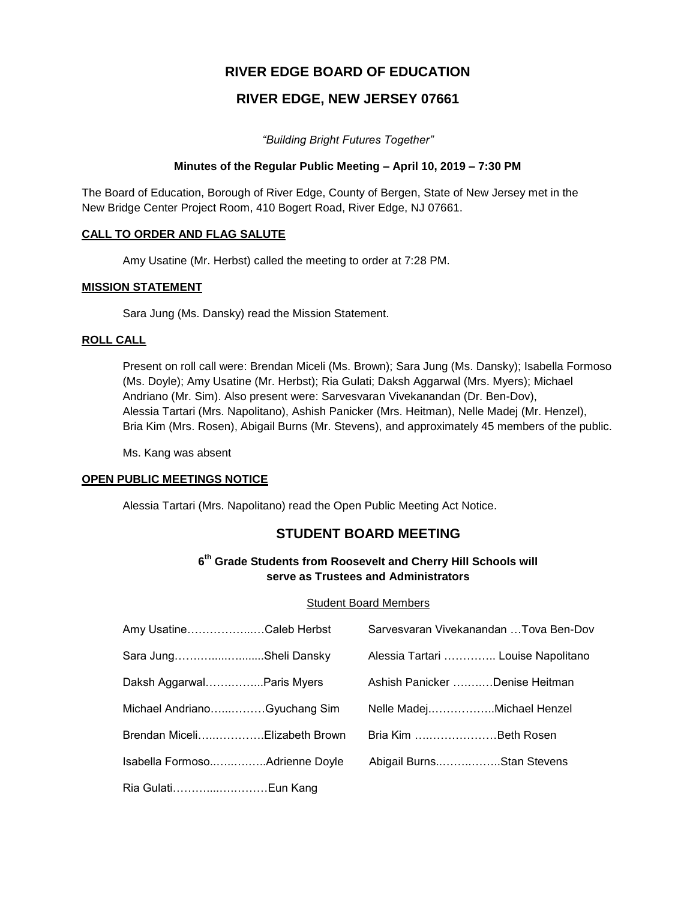# RIVER EDGE BOARD OF EDUCATION

## RIVER EDGE, NEW JERSEY 07661

*"Building Bright Futures Together"*

**Minutes of the Regular Public Meeting – April 10, 2019 – 7:30 PM**

The Board of Education, Borough of River Edge, County of Bergen, State of New Jersey met in the New Bridge Center Project Room, 410 Bogert Road, River Edge, NJ 07661.

**CALL TO ORDER AND FLAG SALUTE**

Amy Usatine (Mr. Herbst) called the meeting to order at 7:28 PM.

**MISSION STATEMENT**

Sara Jung (Ms. Dansky) read the Mission Statement.

**ROLL CALL**

Present on roll call were: Brendan Miceli (Ms. Brown); Sara Jung (Ms. Dansky); Isabella Formoso (Ms. Doyle); Amy Usatine (Mr. Herbst); Ria Gulati; Daksh Aggarwal (Mrs. Myers); Michael Andriano (Mr. Sim). Also present were: Sarvesvaran Vivekanandan (Dr. Ben-Dov), Alessia Tartari (Mrs. Napolitano), Ashish Panicker (Mrs. Heitman), Nelle Madej (Mr. Henzel), Bria Kim (Mrs. Rosen), Abigail Burns (Mr. Stevens), and approximately 45 members of the public.

Ms. Kang was absent

**OPEN PUBLIC MEETINGS NOTICE**

Alessia Tartari (Mrs. Napolitano) read the Open Public Meeting Act Notice.

## STUDENT BOARD MEETING

### 6th Grade Students from Roosevelt and Cherry Hill Schools will serve as Trustees and Administrators

Student Board Members

Amy Usatine……………..….Caleb Herbst

Sara Jung………......….......Sheli Dansky

Daksh Aggarwal……….…...Paris Myers

Michael Andriano…...………Gyuchang Sim

Brendan Miceli…..…………Elizabeth Brown

Isabella Formoso.…..….…..Adrienne Doyle

Ria Gulati………....…………Eun Kang

Sarvesvaran Vivekanandan …Tova Ben-Dov

Alessia Tartari ………….. Louise Napolitano

Ashish Panicker ….….…Denise Heitman

Nelle Madej..……………..Michael Henzel

Bria Kim ….………………Beth Rosen

Abigail Burns.……..……..Stan Stevens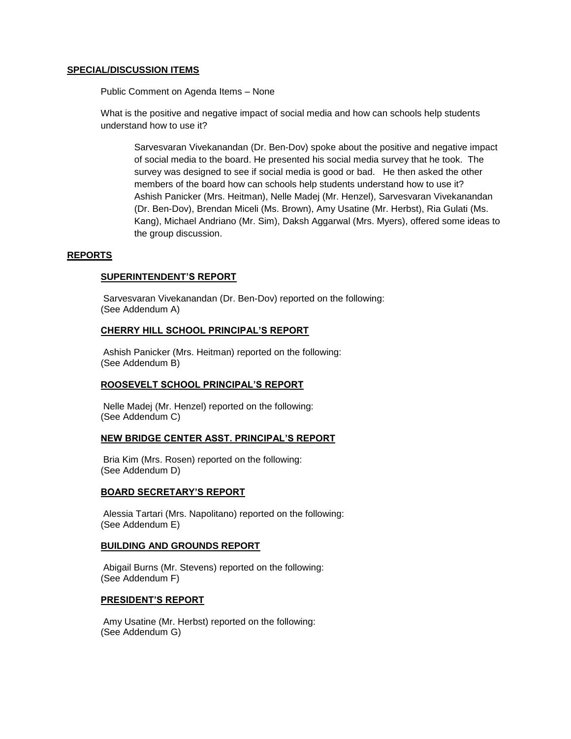## SPECIAL/DISCUSSION ITEMS

Public Comment on Agenda Items – None

What is the positive and negative impact of social media and how can schools help students understand how to use it?

Sarvesvaran Vivekanandan (Dr. Ben-Dov) spoke about the positive and negative impact of social media to the board. He presented his social media survey that he took. The survey was designed to see if social media is good or bad. He then asked the other members of the board how can schools help students understand how to use it? Ashish Panicker (Mrs. Heitman), Nelle Madej (Mr. Henzel), Sarvesvaran Vivekanandan (Dr. Ben-Dov), Brendan Miceli (Ms. Brown), Amy Usatine (Mr. Herbst), Ria Gulati (Ms. Kang), Michael Andriano (Mr. Sim), Daksh Aggarwal (Mrs. Myers), offered some ideas to the group discussion.

## REPORTS

### SUPERINTENDENT'S REPORT

Sarvesvaran Vivekanandan (Dr. Ben-Dov) reported on the following:
(See Addendum A)

### CHERRY HILL SCHOOL PRINCIPAL'S REPORT

Ashish Panicker (Mrs. Heitman) reported on the following:
(See Addendum B)

### ROOSEVELT SCHOOL PRINCIPAL'S REPORT

Nelle Madej (Mr. Henzel) reported on the following:
(See Addendum C)

### NEW BRIDGE CENTER ASST. PRINCIPAL'S REPORT

Bria Kim (Mrs. Rosen) reported on the following:
(See Addendum D)

### BOARD SECRETARY'S REPORT

Alessia Tartari (Mrs. Napolitano) reported on the following:
(See Addendum E)

### BUILDING AND GROUNDS REPORT

Abigail Burns (Mr. Stevens) reported on the following:
(See Addendum F)

### PRESIDENT'S REPORT

Amy Usatine (Mr. Herbst) reported on the following:
(See Addendum G)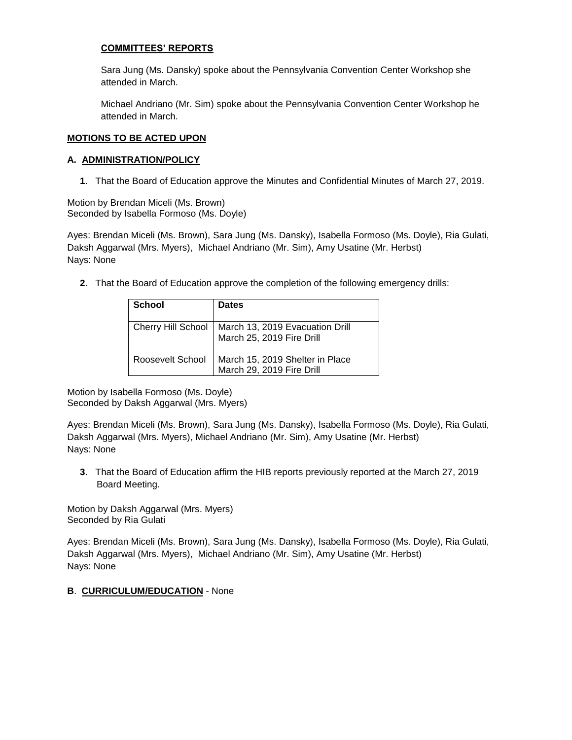**COMMITTEES' REPORTS**

Sara Jung (Ms. Dansky) spoke about the Pennsylvania Convention Center Workshop she attended in March.

Michael Andriano (Mr. Sim) spoke about the Pennsylvania Convention Center Workshop he attended in March.

**MOTIONS TO BE ACTED UPON**

**A. ADMINISTRATION/POLICY**

**1**. That the Board of Education approve the Minutes and Confidential Minutes of March 27, 2019.

Motion by Brendan Miceli (Ms. Brown)
Seconded by Isabella Formoso (Ms. Doyle)

Ayes: Brendan Miceli (Ms. Brown), Sara Jung (Ms. Dansky), Isabella Formoso (Ms. Doyle), Ria Gulati, Daksh Aggarwal (Mrs. Myers), Michael Andriano (Mr. Sim), Amy Usatine (Mr. Herbst)
Nays: None

**2**. That the Board of Education approve the completion of the following emergency drills:

| School | Dates |
|---|---|
| Cherry Hill School | March 13, 2019 Evacuation Drill<br>March 25, 2019 Fire Drill |
| Roosevelt School | March 15, 2019 Shelter in Place<br>March 29, 2019 Fire Drill |

Motion by Isabella Formoso (Ms. Doyle)
Seconded by Daksh Aggarwal (Mrs. Myers)

Ayes: Brendan Miceli (Ms. Brown), Sara Jung (Ms. Dansky), Isabella Formoso (Ms. Doyle), Ria Gulati, Daksh Aggarwal (Mrs. Myers), Michael Andriano (Mr. Sim), Amy Usatine (Mr. Herbst)
Nays: None

**3**. That the Board of Education affirm the HIB reports previously reported at the March 27, 2019 Board Meeting.

Motion by Daksh Aggarwal (Mrs. Myers)
Seconded by Ria Gulati

Ayes: Brendan Miceli (Ms. Brown), Sara Jung (Ms. Dansky), Isabella Formoso (Ms. Doyle), Ria Gulati, Daksh Aggarwal (Mrs. Myers), Michael Andriano (Mr. Sim), Amy Usatine (Mr. Herbst)
Nays: None

**B**. **CURRICULUM/EDUCATION** - None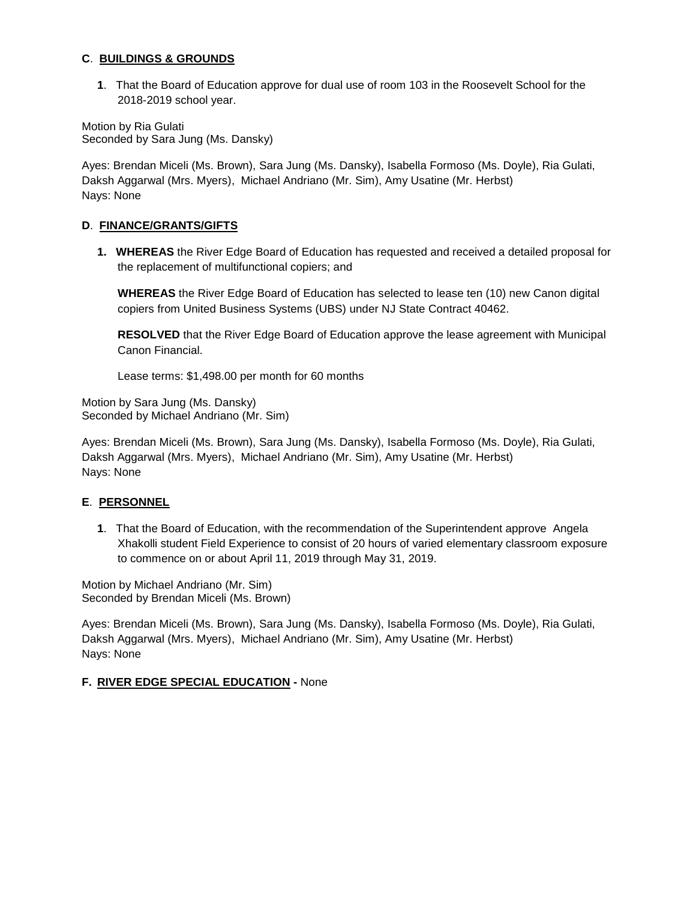**C**. **BUILDINGS & GROUNDS**

**1**. That the Board of Education approve for dual use of room 103 in the Roosevelt School for the 2018-2019 school year.

Motion by Ria Gulati
Seconded by Sara Jung (Ms. Dansky)

Ayes: Brendan Miceli (Ms. Brown), Sara Jung (Ms. Dansky), Isabella Formoso (Ms. Doyle), Ria Gulati, Daksh Aggarwal (Mrs. Myers), Michael Andriano (Mr. Sim), Amy Usatine (Mr. Herbst)
Nays: None

**D**. **FINANCE/GRANTS/GIFTS**

**1. WHEREAS** the River Edge Board of Education has requested and received a detailed proposal for the replacement of multifunctional copiers; and

**WHEREAS** the River Edge Board of Education has selected to lease ten (10) new Canon digital copiers from United Business Systems (UBS) under NJ State Contract 40462.

**RESOLVED** that the River Edge Board of Education approve the lease agreement with Municipal Canon Financial.

Lease terms: $1,498.00 per month for 60 months

Motion by Sara Jung (Ms. Dansky)
Seconded by Michael Andriano (Mr. Sim)

Ayes: Brendan Miceli (Ms. Brown), Sara Jung (Ms. Dansky), Isabella Formoso (Ms. Doyle), Ria Gulati, Daksh Aggarwal (Mrs. Myers), Michael Andriano (Mr. Sim), Amy Usatine (Mr. Herbst)
Nays: None

**E**. **PERSONNEL**

**1**. That the Board of Education, with the recommendation of the Superintendent approve Angela Xhakolli student Field Experience to consist of 20 hours of varied elementary classroom exposure to commence on or about April 11, 2019 through May 31, 2019.

Motion by Michael Andriano (Mr. Sim)
Seconded by Brendan Miceli (Ms. Brown)

Ayes: Brendan Miceli (Ms. Brown), Sara Jung (Ms. Dansky), Isabella Formoso (Ms. Doyle), Ria Gulati, Daksh Aggarwal (Mrs. Myers), Michael Andriano (Mr. Sim), Amy Usatine (Mr. Herbst)
Nays: None

**F. RIVER EDGE SPECIAL EDUCATION -** None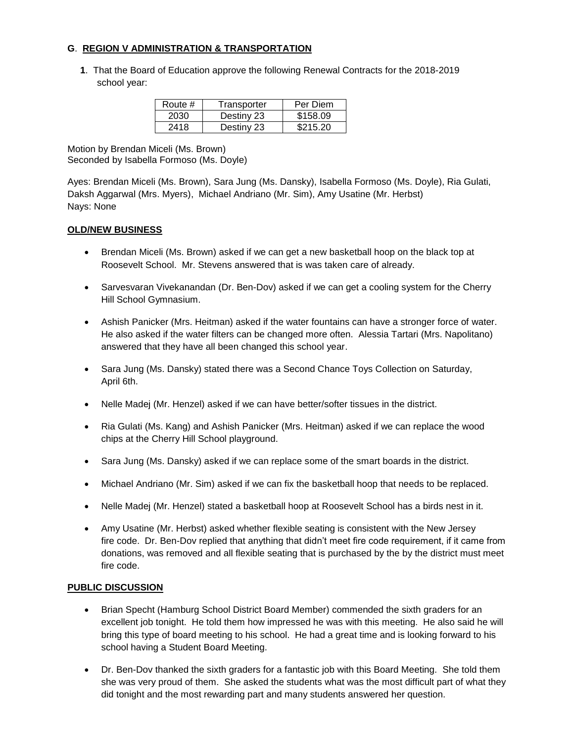**G**. **REGION V ADMINISTRATION & TRANSPORTATION**

**1**. That the Board of Education approve the following Renewal Contracts for the 2018-2019 school year:

| Route # | Transporter | Per Diem |
|---|---|---|
| 2030 | Destiny 23 | $158.09 |
| 2418 | Destiny 23 | $215.20 |

Motion by Brendan Miceli (Ms. Brown)
Seconded by Isabella Formoso (Ms. Doyle)

Ayes: Brendan Miceli (Ms. Brown), Sara Jung (Ms. Dansky), Isabella Formoso (Ms. Doyle), Ria Gulati, Daksh Aggarwal (Mrs. Myers), Michael Andriano (Mr. Sim), Amy Usatine (Mr. Herbst)
Nays: None

**OLD/NEW BUSINESS**

- Brendan Miceli (Ms. Brown) asked if we can get a new basketball hoop on the black top at Roosevelt School. Mr. Stevens answered that is was taken care of already.
- Sarvesvaran Vivekanandan (Dr. Ben-Dov) asked if we can get a cooling system for the Cherry Hill School Gymnasium.
- Ashish Panicker (Mrs. Heitman) asked if the water fountains can have a stronger force of water. He also asked if the water filters can be changed more often. Alessia Tartari (Mrs. Napolitano) answered that they have all been changed this school year.
- Sara Jung (Ms. Dansky) stated there was a Second Chance Toys Collection on Saturday, April 6th.
- Nelle Madej (Mr. Henzel) asked if we can have better/softer tissues in the district.
- Ria Gulati (Ms. Kang) and Ashish Panicker (Mrs. Heitman) asked if we can replace the wood chips at the Cherry Hill School playground.
- Sara Jung (Ms. Dansky) asked if we can replace some of the smart boards in the district.
- Michael Andriano (Mr. Sim) asked if we can fix the basketball hoop that needs to be replaced.
- Nelle Madej (Mr. Henzel) stated a basketball hoop at Roosevelt School has a birds nest in it.
- Amy Usatine (Mr. Herbst) asked whether flexible seating is consistent with the New Jersey fire code. Dr. Ben-Dov replied that anything that didn't meet fire code requirement, if it came from donations, was removed and all flexible seating that is purchased by the by the district must meet fire code.

**PUBLIC DISCUSSION**

- Brian Specht (Hamburg School District Board Member) commended the sixth graders for an excellent job tonight. He told them how impressed he was with this meeting. He also said he will bring this type of board meeting to his school. He had a great time and is looking forward to his school having a Student Board Meeting.
- Dr. Ben-Dov thanked the sixth graders for a fantastic job with this Board Meeting. She told them she was very proud of them. She asked the students what was the most difficult part of what they did tonight and the most rewarding part and many students answered her question.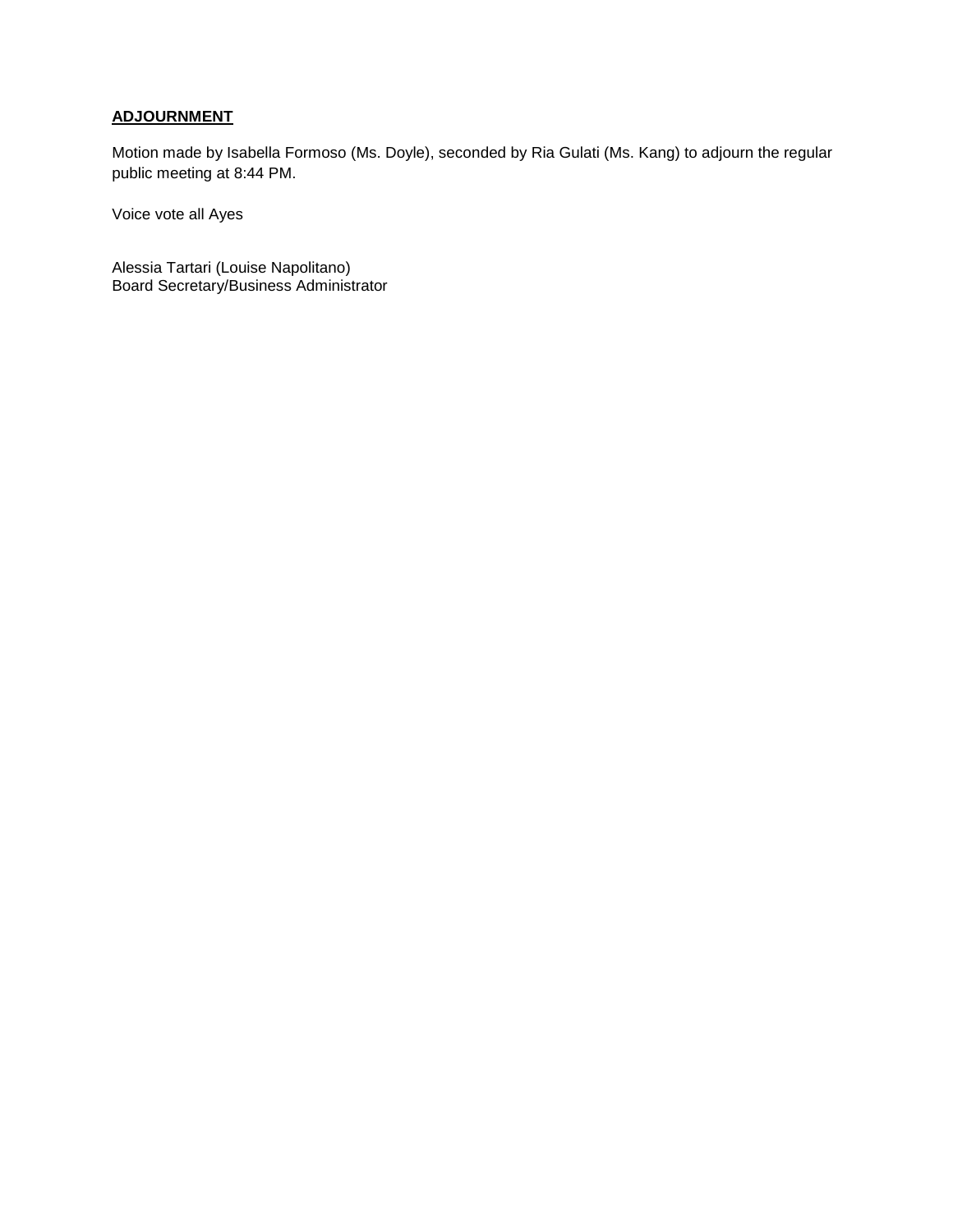**ADJOURNMENT**

Motion made by Isabella Formoso (Ms. Doyle), seconded by Ria Gulati (Ms. Kang) to adjourn the regular public meeting at 8:44 PM.

Voice vote all Ayes

Alessia Tartari (Louise Napolitano)
Board Secretary/Business Administrator